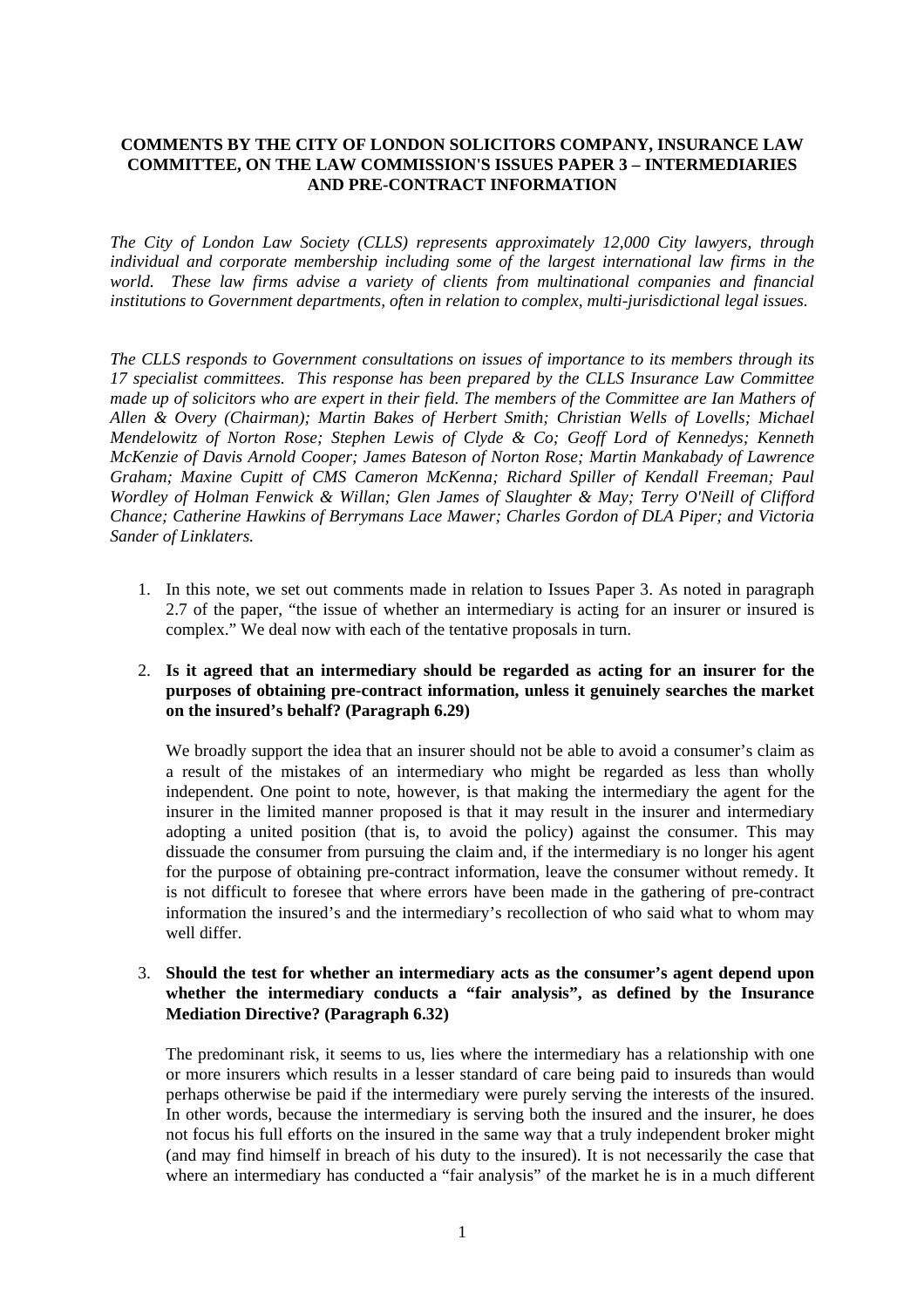**COMMENTS BY THE CITY OF LONDON SOLICITORS COMPANY, INSURANCE LAW COMMITTEE, ON THE LAW COMMISSION'S ISSUES PAPER 3 – INTERMEDIARIES AND PRE-CONTRACT INFORMATION**

*The City of London Law Society (CLLS) represents approximately 12,000 City lawyers, through individual and corporate membership including some of the largest international law firms in the world. These law firms advise a variety of clients from multinational companies and financial institutions to Government departments, often in relation to complex, multi-jurisdictional legal issues.*

*The CLLS responds to Government consultations on issues of importance to its members through its 17 specialist committees. This response has been prepared by the CLLS Insurance Law Committee made up of solicitors who are expert in their field. The members of the Committee are Ian Mathers of Allen & Overy (Chairman); Martin Bakes of Herbert Smith; Christian Wells of Lovells; Michael Mendelowitz of Norton Rose; Stephen Lewis of Clyde & Co; Geoff Lord of Kennedys; Kenneth McKenzie of Davis Arnold Cooper; James Bateson of Norton Rose; Martin Mankabady of Lawrence Graham; Maxine Cupitt of CMS Cameron McKenna; Richard Spiller of Kendall Freeman; Paul Wordley of Holman Fenwick & Willan; Glen James of Slaughter & May; Terry O'Neill of Clifford Chance; Catherine Hawkins of Berrymans Lace Mawer; Charles Gordon of DLA Piper; and Victoria Sander of Linklaters.*

1. In this note, we set out comments made in relation to Issues Paper 3. As noted in paragraph 2.7 of the paper, "the issue of whether an intermediary is acting for an insurer or insured is complex." We deal now with each of the tentative proposals in turn.

2. **Is it agreed that an intermediary should be regarded as acting for an insurer for the purposes of obtaining pre-contract information, unless it genuinely searches the market on the insured's behalf? (Paragraph 6.29)**

   We broadly support the idea that an insurer should not be able to avoid a consumer's claim as a result of the mistakes of an intermediary who might be regarded as less than wholly independent. One point to note, however, is that making the intermediary the agent for the insurer in the limited manner proposed is that it may result in the insurer and intermediary adopting a united position (that is, to avoid the policy) against the consumer. This may dissuade the consumer from pursuing the claim and, if the intermediary is no longer his agent for the purpose of obtaining pre-contract information, leave the consumer without remedy. It is not difficult to foresee that where errors have been made in the gathering of pre-contract information the insured's and the intermediary's recollection of who said what to whom may well differ.

3. **Should the test for whether an intermediary acts as the consumer's agent depend upon whether the intermediary conducts a "fair analysis", as defined by the Insurance Mediation Directive? (Paragraph 6.32)**

   The predominant risk, it seems to us, lies where the intermediary has a relationship with one or more insurers which results in a lesser standard of care being paid to insureds than would perhaps otherwise be paid if the intermediary were purely serving the interests of the insured. In other words, because the intermediary is serving both the insured and the insurer, he does not focus his full efforts on the insured in the same way that a truly independent broker might (and may find himself in breach of his duty to the insured). It is not necessarily the case that where an intermediary has conducted a "fair analysis" of the market he is in a much different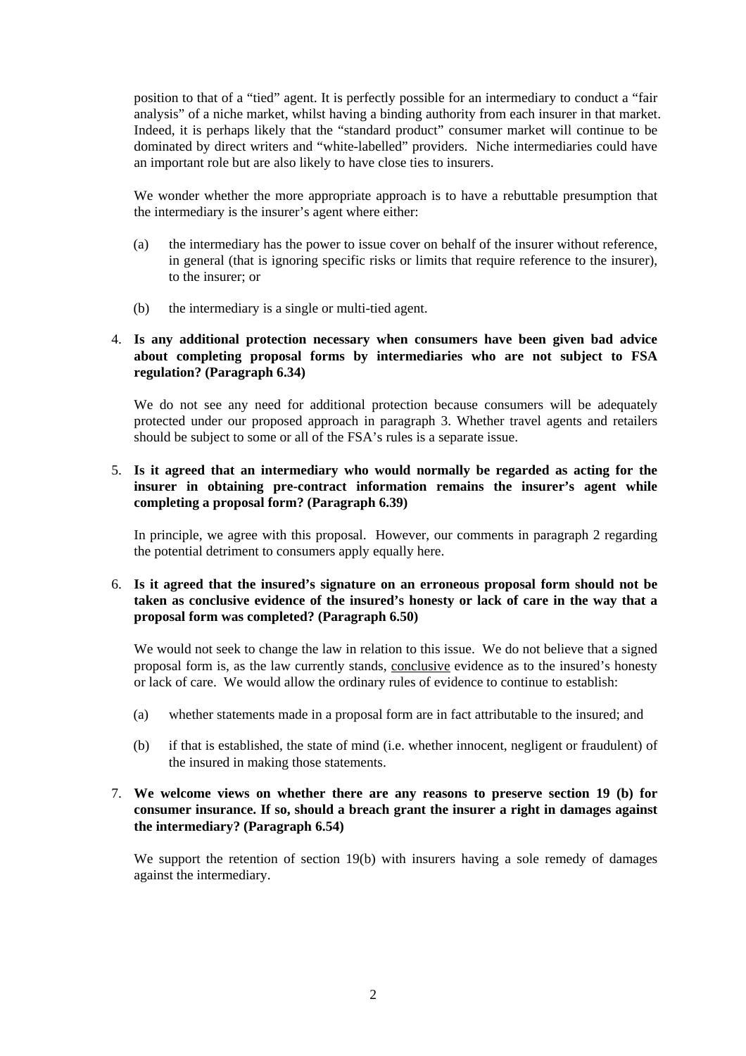position to that of a "tied" agent. It is perfectly possible for an intermediary to conduct a "fair analysis" of a niche market, whilst having a binding authority from each insurer in that market. Indeed, it is perhaps likely that the "standard product" consumer market will continue to be dominated by direct writers and "white-labelled" providers. Niche intermediaries could have an important role but are also likely to have close ties to insurers.

We wonder whether the more appropriate approach is to have a rebuttable presumption that the intermediary is the insurer's agent where either:

(a) the intermediary has the power to issue cover on behalf of the insurer without reference, in general (that is ignoring specific risks or limits that require reference to the insurer), to the insurer; or

(b) the intermediary is a single or multi-tied agent.

4. **Is any additional protection necessary when consumers have been given bad advice about completing proposal forms by intermediaries who are not subject to FSA regulation? (Paragraph 6.34)**

We do not see any need for additional protection because consumers will be adequately protected under our proposed approach in paragraph 3. Whether travel agents and retailers should be subject to some or all of the FSA's rules is a separate issue.

5. **Is it agreed that an intermediary who would normally be regarded as acting for the insurer in obtaining pre-contract information remains the insurer's agent while completing a proposal form? (Paragraph 6.39)**

In principle, we agree with this proposal. However, our comments in paragraph 2 regarding the potential detriment to consumers apply equally here.

6. **Is it agreed that the insured's signature on an erroneous proposal form should not be taken as conclusive evidence of the insured's honesty or lack of care in the way that a proposal form was completed? (Paragraph 6.50)**

We would not seek to change the law in relation to this issue. We do not believe that a signed proposal form is, as the law currently stands, <u>conclusive</u> evidence as to the insured's honesty or lack of care. We would allow the ordinary rules of evidence to continue to establish:

(a) whether statements made in a proposal form are in fact attributable to the insured; and

(b) if that is established, the state of mind (i.e. whether innocent, negligent or fraudulent) of the insured in making those statements.

7. **We welcome views on whether there are any reasons to preserve section 19 (b) for consumer insurance. If so, should a breach grant the insurer a right in damages against the intermediary? (Paragraph 6.54)**

We support the retention of section 19(b) with insurers having a sole remedy of damages against the intermediary.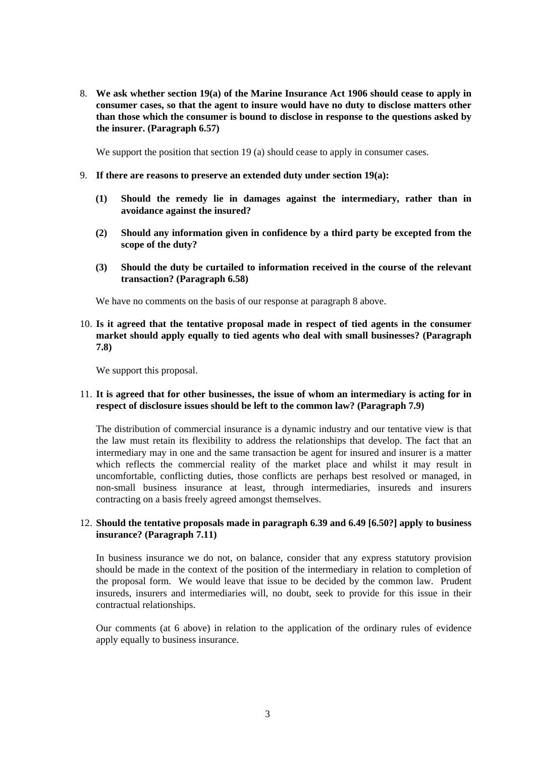8. **We ask whether section 19(a) of the Marine Insurance Act 1906 should cease to apply in consumer cases, so that the agent to insure would have no duty to disclose matters other than those which the consumer is bound to disclose in response to the questions asked by the insurer. (Paragraph 6.57)**

   We support the position that section 19 (a) should cease to apply in consumer cases.

9. **If there are reasons to preserve an extended duty under section 19(a):**

   **(1) Should the remedy lie in damages against the intermediary, rather than in avoidance against the insured?**

   **(2) Should any information given in confidence by a third party be excepted from the scope of the duty?**

   **(3) Should the duty be curtailed to information received in the course of the relevant transaction? (Paragraph 6.58)**

   We have no comments on the basis of our response at paragraph 8 above.

10. **Is it agreed that the tentative proposal made in respect of tied agents in the consumer market should apply equally to tied agents who deal with small businesses? (Paragraph 7.8)**

    We support this proposal.

11. **It is agreed that for other businesses, the issue of whom an intermediary is acting for in respect of disclosure issues should be left to the common law? (Paragraph 7.9)**

    The distribution of commercial insurance is a dynamic industry and our tentative view is that the law must retain its flexibility to address the relationships that develop. The fact that an intermediary may in one and the same transaction be agent for insured and insurer is a matter which reflects the commercial reality of the market place and whilst it may result in uncomfortable, conflicting duties, those conflicts are perhaps best resolved or managed, in non-small business insurance at least, through intermediaries, insureds and insurers contracting on a basis freely agreed amongst themselves.

12. **Should the tentative proposals made in paragraph 6.39 and 6.49 [6.50?] apply to business insurance? (Paragraph 7.11)**

    In business insurance we do not, on balance, consider that any express statutory provision should be made in the context of the position of the intermediary in relation to completion of the proposal form. We would leave that issue to be decided by the common law. Prudent insureds, insurers and intermediaries will, no doubt, seek to provide for this issue in their contractual relationships.

    Our comments (at 6 above) in relation to the application of the ordinary rules of evidence apply equally to business insurance.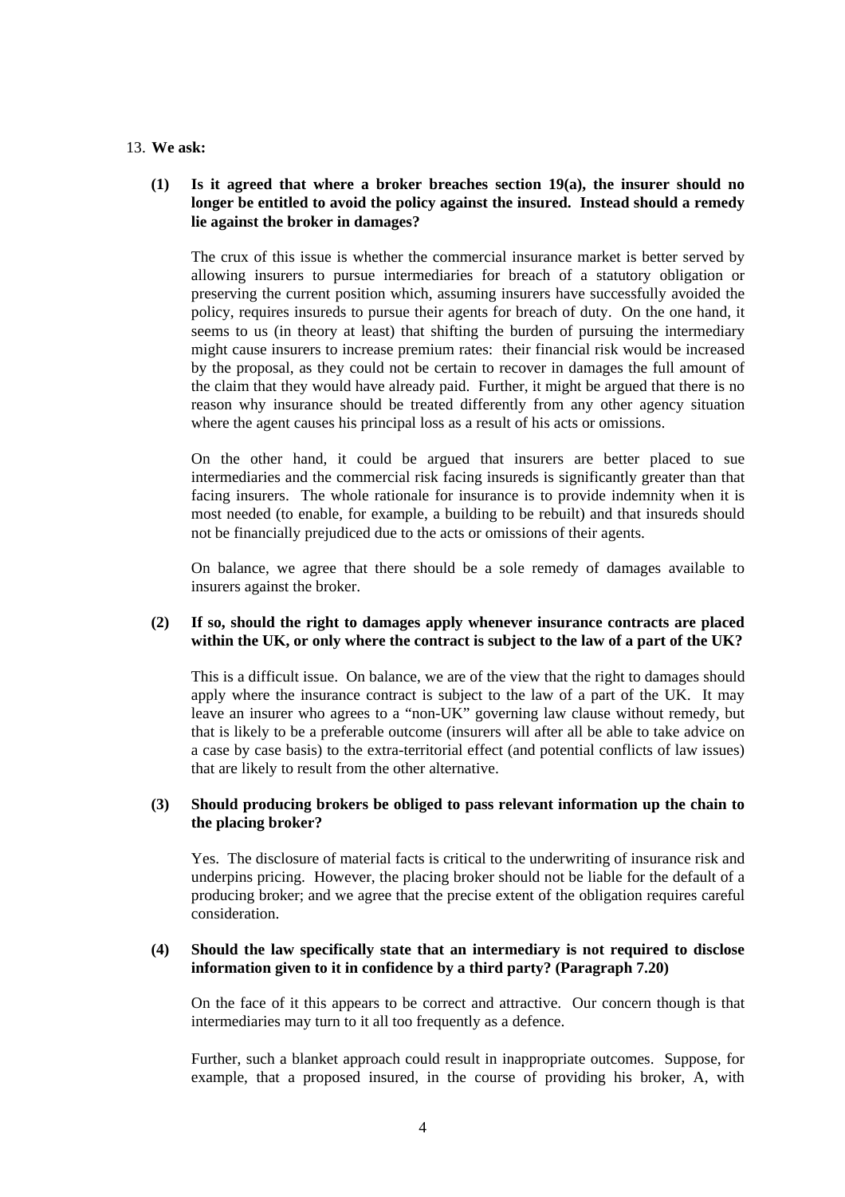13. **We ask:**

**(1) Is it agreed that where a broker breaches section 19(a), the insurer should no longer be entitled to avoid the policy against the insured. Instead should a remedy lie against the broker in damages?**

The crux of this issue is whether the commercial insurance market is better served by allowing insurers to pursue intermediaries for breach of a statutory obligation or preserving the current position which, assuming insurers have successfully avoided the policy, requires insureds to pursue their agents for breach of duty. On the one hand, it seems to us (in theory at least) that shifting the burden of pursuing the intermediary might cause insurers to increase premium rates: their financial risk would be increased by the proposal, as they could not be certain to recover in damages the full amount of the claim that they would have already paid. Further, it might be argued that there is no reason why insurance should be treated differently from any other agency situation where the agent causes his principal loss as a result of his acts or omissions.

On the other hand, it could be argued that insurers are better placed to sue intermediaries and the commercial risk facing insureds is significantly greater than that facing insurers. The whole rationale for insurance is to provide indemnity when it is most needed (to enable, for example, a building to be rebuilt) and that insureds should not be financially prejudiced due to the acts or omissions of their agents.

On balance, we agree that there should be a sole remedy of damages available to insurers against the broker.

**(2) If so, should the right to damages apply whenever insurance contracts are placed within the UK, or only where the contract is subject to the law of a part of the UK?**

This is a difficult issue. On balance, we are of the view that the right to damages should apply where the insurance contract is subject to the law of a part of the UK. It may leave an insurer who agrees to a "non-UK" governing law clause without remedy, but that is likely to be a preferable outcome (insurers will after all be able to take advice on a case by case basis) to the extra-territorial effect (and potential conflicts of law issues) that are likely to result from the other alternative.

**(3) Should producing brokers be obliged to pass relevant information up the chain to the placing broker?**

Yes. The disclosure of material facts is critical to the underwriting of insurance risk and underpins pricing. However, the placing broker should not be liable for the default of a producing broker; and we agree that the precise extent of the obligation requires careful consideration.

**(4) Should the law specifically state that an intermediary is not required to disclose information given to it in confidence by a third party? (Paragraph 7.20)**

On the face of it this appears to be correct and attractive. Our concern though is that intermediaries may turn to it all too frequently as a defence.

Further, such a blanket approach could result in inappropriate outcomes. Suppose, for example, that a proposed insured, in the course of providing his broker, A, with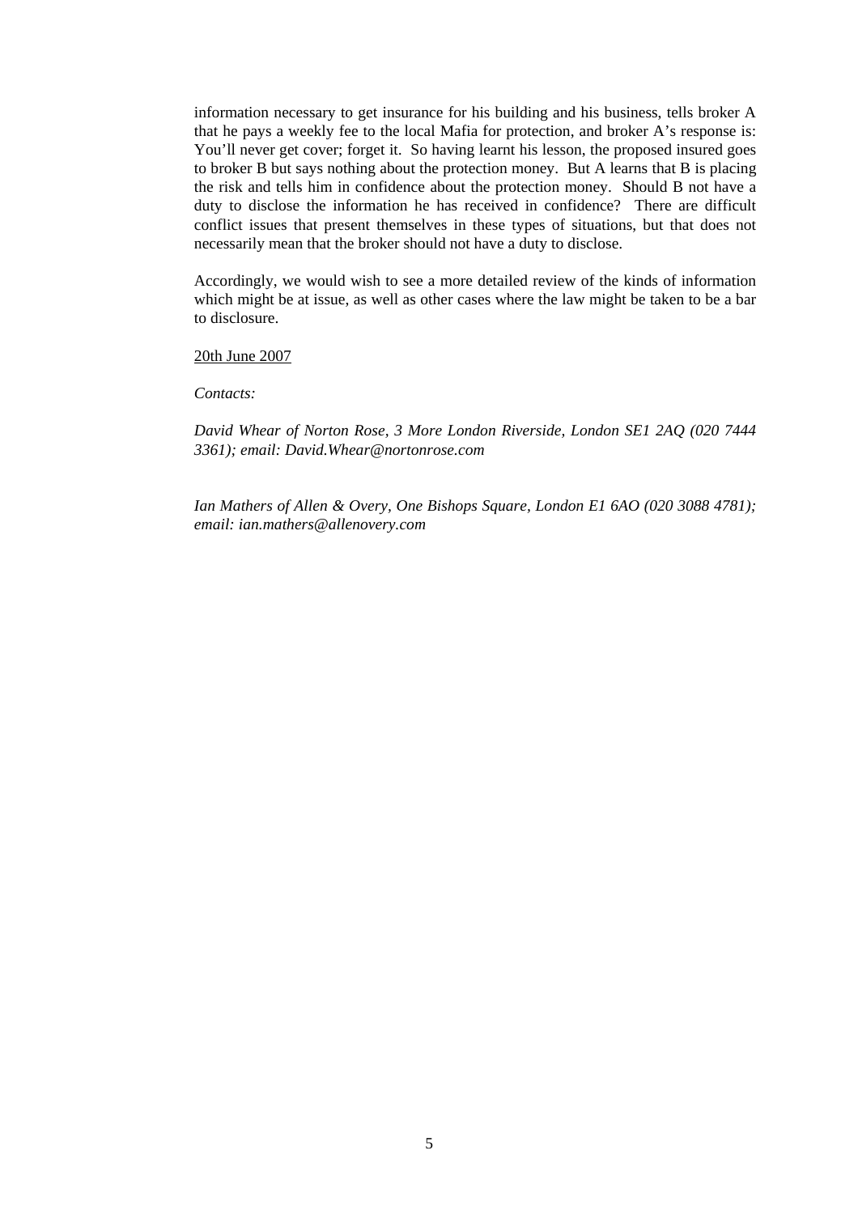information necessary to get insurance for his building and his business, tells broker A that he pays a weekly fee to the local Mafia for protection, and broker A's response is: You'll never get cover; forget it. So having learnt his lesson, the proposed insured goes to broker B but says nothing about the protection money. But A learns that B is placing the risk and tells him in confidence about the protection money. Should B not have a duty to disclose the information he has received in confidence? There are difficult conflict issues that present themselves in these types of situations, but that does not necessarily mean that the broker should not have a duty to disclose.

Accordingly, we would wish to see a more detailed review of the kinds of information which might be at issue, as well as other cases where the law might be taken to be a bar to disclosure.

<u>20th June 2007</u>

*Contacts:*

*David Whear of Norton Rose, 3 More London Riverside, London SE1 2AQ (020 7444 3361); email: David.Whear@nortonrose.com*

*Ian Mathers of Allen & Overy, One Bishops Square, London E1 6AO (020 3088 4781); email: ian.mathers@allenovery.com*